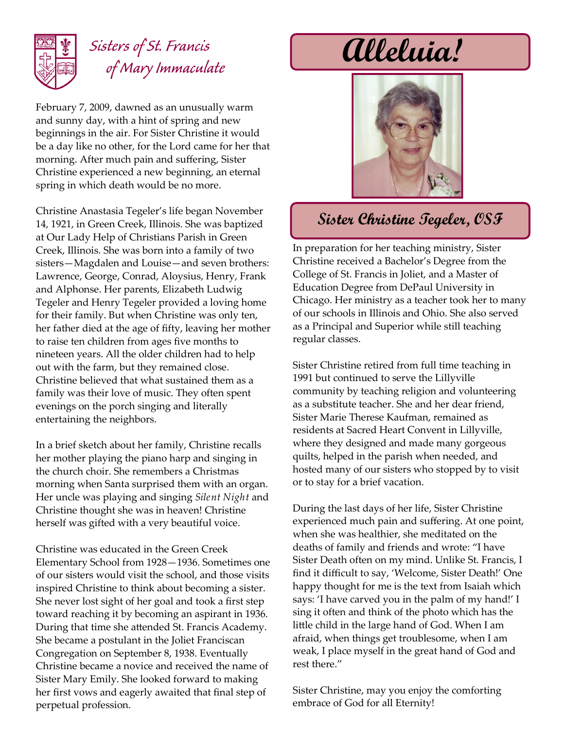Sisters of St. Francis of Mary Immaculate

# Alleluia!

## Sister Christine Tegeler, OSF

February 7, 2009, dawned as an unusually warm and sunny day, with a hint of spring and new beginnings in the air. For Sister Christine it would be a day like no other, for the Lord came for her that morning. After much pain and suffering, Sister Christine experienced a new beginning, an eternal spring in which death would be no more.

Christine Anastasia Tegeler's life began November 14, 1921, in Green Creek, Illinois. She was baptized at Our Lady Help of Christians Parish in Green Creek, Illinois. She was born into a family of two sisters—Magdalen and Louise—and seven brothers: Lawrence, George, Conrad, Aloysius, Henry, Frank and Alphonse. Her parents, Elizabeth Ludwig Tegeler and Henry Tegeler provided a loving home for their family. But when Christine was only ten, her father died at the age of fifty, leaving her mother to raise ten children from ages five months to nineteen years. All the older children had to help out with the farm, but they remained close. Christine believed that what sustained them as a family was their love of music. They often spent evenings on the porch singing and literally entertaining the neighbors.

In a brief sketch about her family, Christine recalls her mother playing the piano harp and singing in the church choir. She remembers a Christmas morning when Santa surprised them with an organ. Her uncle was playing and singing *Silent Night* and Christine thought she was in heaven! Christine herself was gifted with a very beautiful voice.

Christine was educated in the Green Creek Elementary School from 1928—1936. Sometimes one of our sisters would visit the school, and those visits inspired Christine to think about becoming a sister. She never lost sight of her goal and took a first step toward reaching it by becoming an aspirant in 1936. During that time she attended St. Francis Academy. She became a postulant in the Joliet Franciscan Congregation on September 8, 1938. Eventually Christine became a novice and received the name of Sister Mary Emily. She looked forward to making her first vows and eagerly awaited that final step of perpetual profession.

In preparation for her teaching ministry, Sister Christine received a Bachelor's Degree from the College of St. Francis in Joliet, and a Master of Education Degree from DePaul University in Chicago. Her ministry as a teacher took her to many of our schools in Illinois and Ohio. She also served as a Principal and Superior while still teaching regular classes.

Sister Christine retired from full time teaching in 1991 but continued to serve the Lillyville community by teaching religion and volunteering as a substitute teacher. She and her dear friend, Sister Marie Therese Kaufman, remained as residents at Sacred Heart Convent in Lillyville, where they designed and made many gorgeous quilts, helped in the parish when needed, and hosted many of our sisters who stopped by to visit or to stay for a brief vacation.

During the last days of her life, Sister Christine experienced much pain and suffering. At one point, when she was healthier, she meditated on the deaths of family and friends and wrote: "I have Sister Death often on my mind. Unlike St. Francis, I find it difficult to say, 'Welcome, Sister Death!' One happy thought for me is the text from Isaiah which says: 'I have carved you in the palm of my hand!' I sing it often and think of the photo which has the little child in the large hand of God. When I am afraid, when things get troublesome, when I am weak, I place myself in the great hand of God and rest there."

Sister Christine, may you enjoy the comforting embrace of God for all Eternity!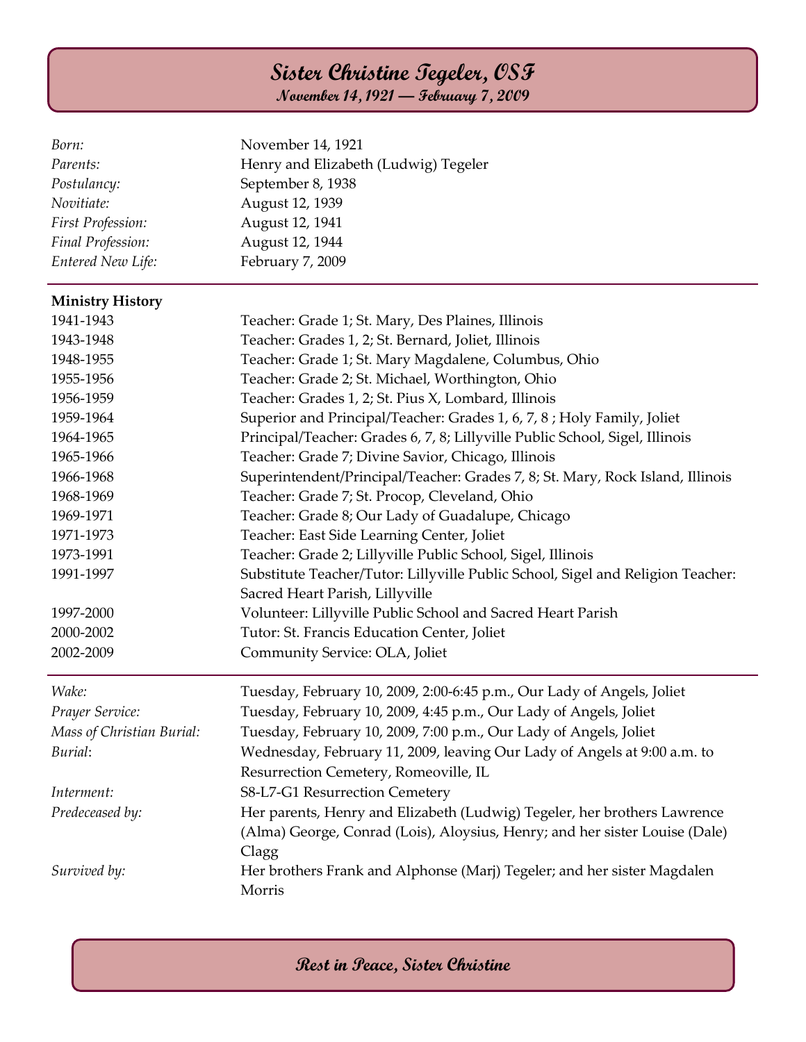# Sister Christine Tegeler, OSF

**November 14, 1921 — February 7, 2009**

| | |
|---|---|
| *Born:* | November 14, 1921 |
| *Parents:* | Henry and Elizabeth (Ludwig) Tegeler |
| *Postulancy:* | September 8, 1938 |
| *Novitiate:* | August 12, 1939 |
| *First Profession:* | August 12, 1941 |
| *Final Profession:* | August 12, 1944 |
| *Entered New Life:* | February 7, 2009 |

**Ministry History**

| | |
|---|---|
| 1941-1943 | Teacher: Grade 1; St. Mary, Des Plaines, Illinois |
| 1943-1948 | Teacher: Grades 1, 2; St. Bernard, Joliet, Illinois |
| 1948-1955 | Teacher: Grade 1; St. Mary Magdalene, Columbus, Ohio |
| 1955-1956 | Teacher: Grade 2; St. Michael, Worthington, Ohio |
| 1956-1959 | Teacher: Grades 1, 2; St. Pius X, Lombard, Illinois |
| 1959-1964 | Superior and Principal/Teacher: Grades 1, 6, 7, 8 ; Holy Family, Joliet |
| 1964-1965 | Principal/Teacher: Grades 6, 7, 8; Lillyville Public School, Sigel, Illinois |
| 1965-1966 | Teacher: Grade 7; Divine Savior, Chicago, Illinois |
| 1966-1968 | Superintendent/Principal/Teacher: Grades 7, 8; St. Mary, Rock Island, Illinois |
| 1968-1969 | Teacher: Grade 7; St. Procop, Cleveland, Ohio |
| 1969-1971 | Teacher: Grade 8; Our Lady of Guadalupe, Chicago |
| 1971-1973 | Teacher: East Side Learning Center, Joliet |
| 1973-1991 | Teacher: Grade 2; Lillyville Public School, Sigel, Illinois |
| 1991-1997 | Substitute Teacher/Tutor: Lillyville Public School, Sigel and Religion Teacher: Sacred Heart Parish, Lillyville |
| 1997-2000 | Volunteer: Lillyville Public School and Sacred Heart Parish |
| 2000-2002 | Tutor: St. Francis Education Center, Joliet |
| 2002-2009 | Community Service: OLA, Joliet |

| | |
|---|---|
| *Wake:* | Tuesday, February 10, 2009, 2:00-6:45 p.m., Our Lady of Angels, Joliet |
| *Prayer Service:* | Tuesday, February 10, 2009, 4:45 p.m., Our Lady of Angels, Joliet |
| *Mass of Christian Burial:* | Tuesday, February 10, 2009, 7:00 p.m., Our Lady of Angels, Joliet |
| *Burial:* | Wednesday, February 11, 2009, leaving Our Lady of Angels at 9:00 a.m. to Resurrection Cemetery, Romeoville, IL |
| *Interment:* | S8-L7-G1 Resurrection Cemetery |
| *Predeceased by:* | Her parents, Henry and Elizabeth (Ludwig) Tegeler, her brothers Lawrence (Alma) George, Conrad (Lois), Aloysius, Henry; and her sister Louise (Dale) Clagg |
| *Survived by:* | Her brothers Frank and Alphonse (Marj) Tegeler; and her sister Magdalen Morris |

**Rest in Peace, Sister Christine**